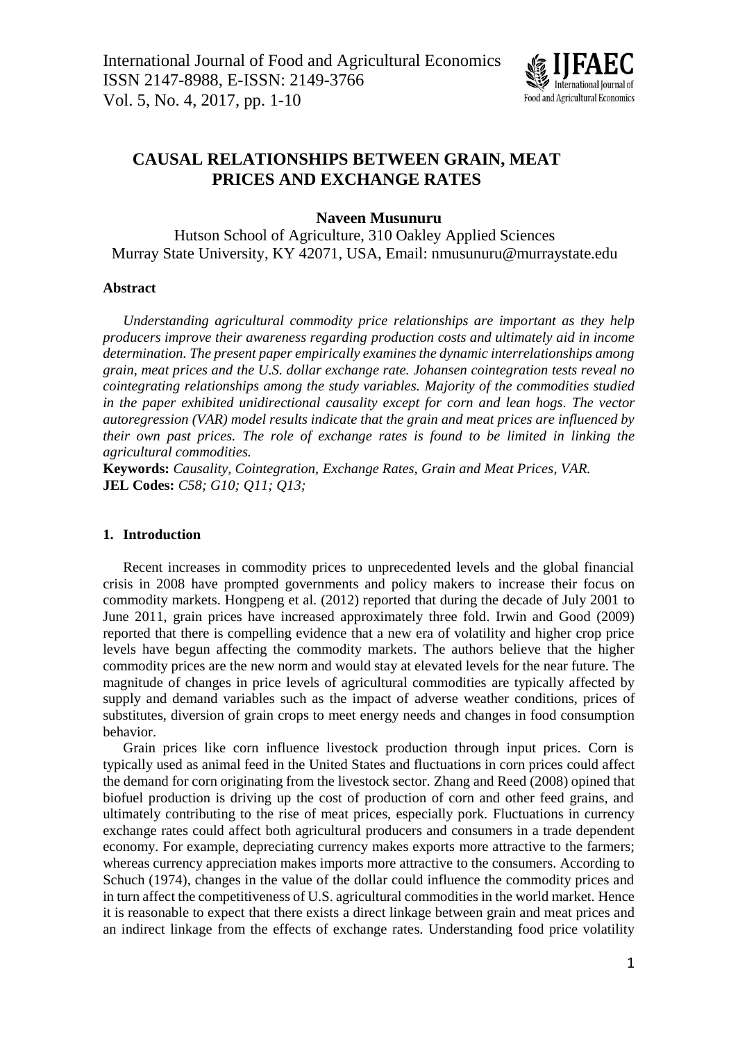# CAUSAL RELATIONSHIPS BETWEEN GRAIN, MEAT PRICES AND EXCHANGE RATES

**Naveen Musunuru**

Hutson School of Agriculture, 310 Oakley Applied Sciences
Murray State University, KY 42071, USA, Email: nmusunuru@murraystate.edu

### Abstract

*Understanding agricultural commodity price relationships are important as they help producers improve their awareness regarding production costs and ultimately aid in income determination. The present paper empirically examines the dynamic interrelationships among grain, meat prices and the U.S. dollar exchange rate. Johansen cointegration tests reveal no cointegrating relationships among the study variables. Majority of the commodities studied in the paper exhibited unidirectional causality except for corn and lean hogs. The vector autoregression (VAR) model results indicate that the grain and meat prices are influenced by their own past prices. The role of exchange rates is found to be limited in linking the agricultural commodities.*

**Keywords:** *Causality, Cointegration, Exchange Rates, Grain and Meat Prices, VAR.*
**JEL Codes:** *C58; G10; Q11; Q13;*

## 1. Introduction

Recent increases in commodity prices to unprecedented levels and the global financial crisis in 2008 have prompted governments and policy makers to increase their focus on commodity markets. Hongpeng et al. (2012) reported that during the decade of July 2001 to June 2011, grain prices have increased approximately three fold. Irwin and Good (2009) reported that there is compelling evidence that a new era of volatility and higher crop price levels have begun affecting the commodity markets. The authors believe that the higher commodity prices are the new norm and would stay at elevated levels for the near future. The magnitude of changes in price levels of agricultural commodities are typically affected by supply and demand variables such as the impact of adverse weather conditions, prices of substitutes, diversion of grain crops to meet energy needs and changes in food consumption behavior.

Grain prices like corn influence livestock production through input prices. Corn is typically used as animal feed in the United States and fluctuations in corn prices could affect the demand for corn originating from the livestock sector. Zhang and Reed (2008) opined that biofuel production is driving up the cost of production of corn and other feed grains, and ultimately contributing to the rise of meat prices, especially pork. Fluctuations in currency exchange rates could affect both agricultural producers and consumers in a trade dependent economy. For example, depreciating currency makes exports more attractive to the farmers; whereas currency appreciation makes imports more attractive to the consumers. According to Schuch (1974), changes in the value of the dollar could influence the commodity prices and in turn affect the competitiveness of U.S. agricultural commodities in the world market. Hence it is reasonable to expect that there exists a direct linkage between grain and meat prices and an indirect linkage from the effects of exchange rates. Understanding food price volatility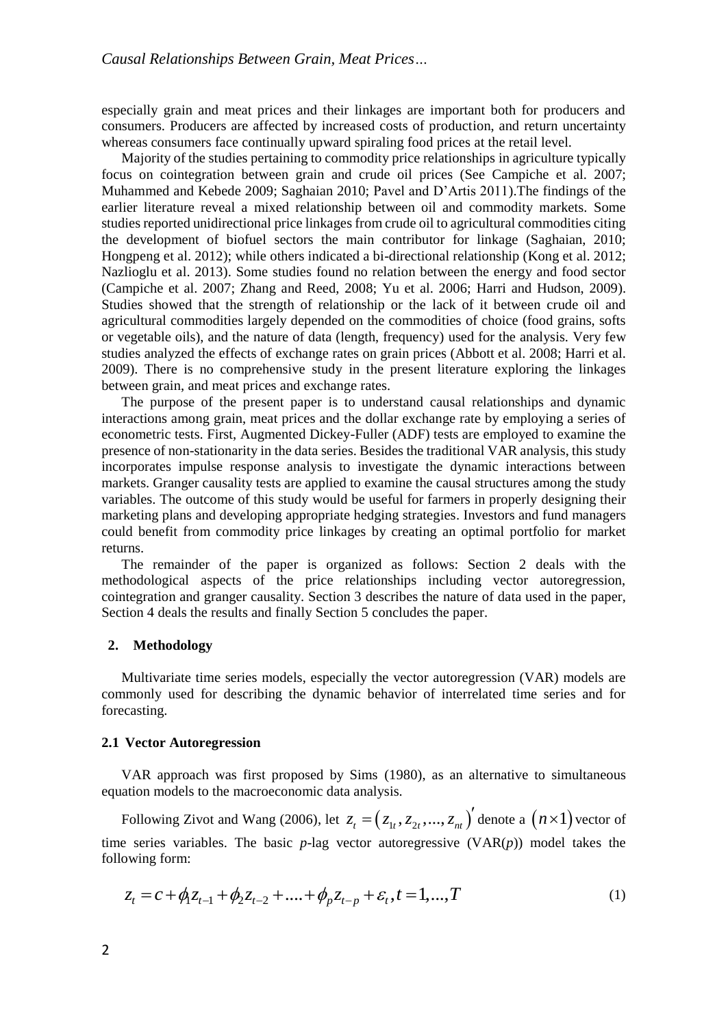especially grain and meat prices and their linkages are important both for producers and consumers. Producers are affected by increased costs of production, and return uncertainty whereas consumers face continually upward spiraling food prices at the retail level.

Majority of the studies pertaining to commodity price relationships in agriculture typically focus on cointegration between grain and crude oil prices (See Campiche et al. 2007; Muhammed and Kebede 2009; Saghaian 2010; Pavel and D'Artis 2011).The findings of the earlier literature reveal a mixed relationship between oil and commodity markets. Some studies reported unidirectional price linkages from crude oil to agricultural commodities citing the development of biofuel sectors the main contributor for linkage (Saghaian, 2010; Hongpeng et al. 2012); while others indicated a bi-directional relationship (Kong et al. 2012; Nazlioglu et al. 2013). Some studies found no relation between the energy and food sector (Campiche et al. 2007; Zhang and Reed, 2008; Yu et al. 2006; Harri and Hudson, 2009). Studies showed that the strength of relationship or the lack of it between crude oil and agricultural commodities largely depended on the commodities of choice (food grains, softs or vegetable oils), and the nature of data (length, frequency) used for the analysis. Very few studies analyzed the effects of exchange rates on grain prices (Abbott et al. 2008; Harri et al. 2009). There is no comprehensive study in the present literature exploring the linkages between grain, and meat prices and exchange rates.

The purpose of the present paper is to understand causal relationships and dynamic interactions among grain, meat prices and the dollar exchange rate by employing a series of econometric tests. First, Augmented Dickey-Fuller (ADF) tests are employed to examine the presence of non-stationarity in the data series. Besides the traditional VAR analysis, this study incorporates impulse response analysis to investigate the dynamic interactions between markets. Granger causality tests are applied to examine the causal structures among the study variables. The outcome of this study would be useful for farmers in properly designing their marketing plans and developing appropriate hedging strategies. Investors and fund managers could benefit from commodity price linkages by creating an optimal portfolio for market returns.

The remainder of the paper is organized as follows: Section 2 deals with the methodological aspects of the price relationships including vector autoregression, cointegration and granger causality. Section 3 describes the nature of data used in the paper, Section 4 deals the results and finally Section 5 concludes the paper.

## 2. Methodology

Multivariate time series models, especially the vector autoregression (VAR) models are commonly used for describing the dynamic behavior of interrelated time series and for forecasting.

### 2.1 Vector Autoregression

VAR approach was first proposed by Sims (1980), as an alternative to simultaneous equation models to the macroeconomic data analysis.

Following Zivot and Wang (2006), let $z_t = (z_{1t}, z_{2t}, ..., z_{nt})'$ denote a $(n \times 1)$ vector of time series variables. The basic *p*-lag vector autoregressive (VAR(*p*)) model takes the following form:

$$z_t = c + \phi_1 z_{t-1} + \phi_2 z_{t-2} + .... + \phi_p z_{t-p} + \varepsilon_t, t = 1,...,T \tag{1}$$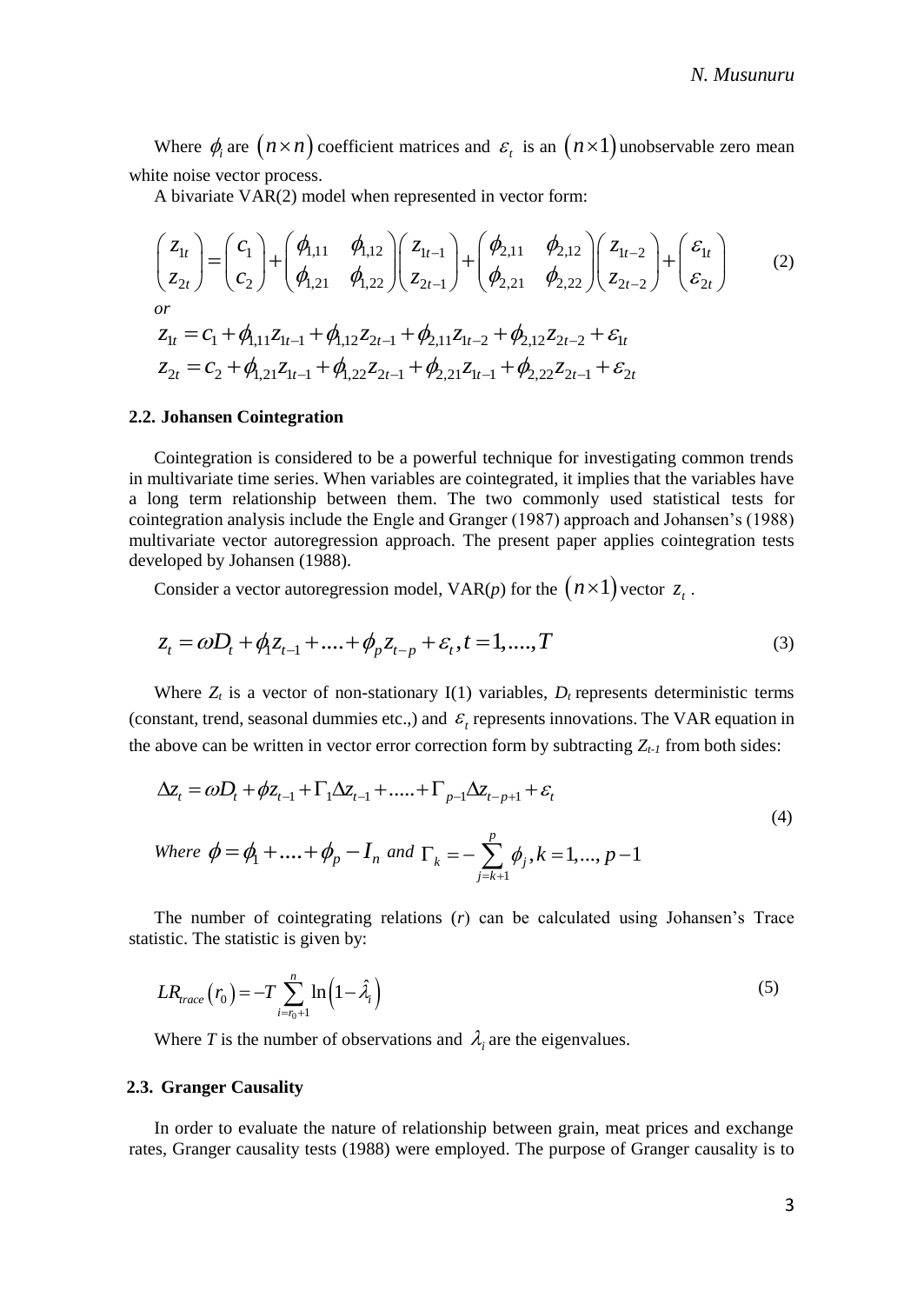Where $\phi_i$ are $(n \times n)$ coefficient matrices and $\varepsilon_t$ is an $(n \times 1)$ unobservable zero mean white noise vector process.

A bivariate VAR(2) model when represented in vector form:

$$\begin{pmatrix} z_{1t} \\ z_{2t} \end{pmatrix} = \begin{pmatrix} c_1 \\ c_2 \end{pmatrix} + \begin{pmatrix} \phi_{1,11} & \phi_{1,12} \\ \phi_{1,21} & \phi_{1,22} \end{pmatrix} \begin{pmatrix} z_{1t-1} \\ z_{2t-1} \end{pmatrix} + \begin{pmatrix} \phi_{2,11} & \phi_{2,12} \\ \phi_{2,21} & \phi_{2,22} \end{pmatrix} \begin{pmatrix} z_{1t-2} \\ z_{2t-2} \end{pmatrix} + \begin{pmatrix} \varepsilon_{1t} \\ \varepsilon_{2t} \end{pmatrix} \tag{2}$$

*or*

$$z_{1t} = c_1 + \phi_{1,11} z_{1t-1} + \phi_{1,12} z_{2t-1} + \phi_{2,11} z_{1t-2} + \phi_{2,12} z_{2t-2} + \varepsilon_{1t}$$
$$z_{2t} = c_2 + \phi_{1,21} z_{1t-1} + \phi_{1,22} z_{2t-1} + \phi_{2,21} z_{1t-1} + \phi_{2,22} z_{2t-1} + \varepsilon_{2t}$$

### 2.2. Johansen Cointegration

Cointegration is considered to be a powerful technique for investigating common trends in multivariate time series. When variables are cointegrated, it implies that the variables have a long term relationship between them. The two commonly used statistical tests for cointegration analysis include the Engle and Granger (1987) approach and Johansen's (1988) multivariate vector autoregression approach. The present paper applies cointegration tests developed by Johansen (1988).

Consider a vector autoregression model, VAR($p$) for the $(n \times 1)$ vector $z_t$.

$$z_t = \omega D_t + \phi_1 z_{t-1} + .... + \phi_p z_{t-p} + \varepsilon_t, t = 1, ...., T \tag{3}$$

Where $Z_t$ is a vector of non-stationary I(1) variables, $D_t$ represents deterministic terms (constant, trend, seasonal dummies etc.,) and $\varepsilon_t$ represents innovations. The VAR equation in the above can be written in vector error correction form by subtracting $Z_{t-1}$ from both sides:

$$\Delta z_t = \omega D_t + \phi z_{t-1} + \Gamma_1 \Delta z_{t-1} + ..... + \Gamma_{p-1} \Delta z_{t-p+1} + \varepsilon_t$$
$$\textit{Where } \phi = \phi_1 + .... + \phi_p - I_n \textit{ and } \Gamma_k = -\sum_{j=k+1}^{p} \phi_j, k = 1, ..., p-1 \tag{4}$$

The number of cointegrating relations ($r$) can be calculated using Johansen's Trace statistic. The statistic is given by:

$$LR_{trace}(r_0) = -T \sum_{i=r_0+1}^{n} \ln\left(1 - \hat{\lambda}_i\right) \tag{5}$$

Where $T$ is the number of observations and $\lambda_i$ are the eigenvalues.

### 2.3. Granger Causality

In order to evaluate the nature of relationship between grain, meat prices and exchange rates, Granger causality tests (1988) were employed. The purpose of Granger causality is to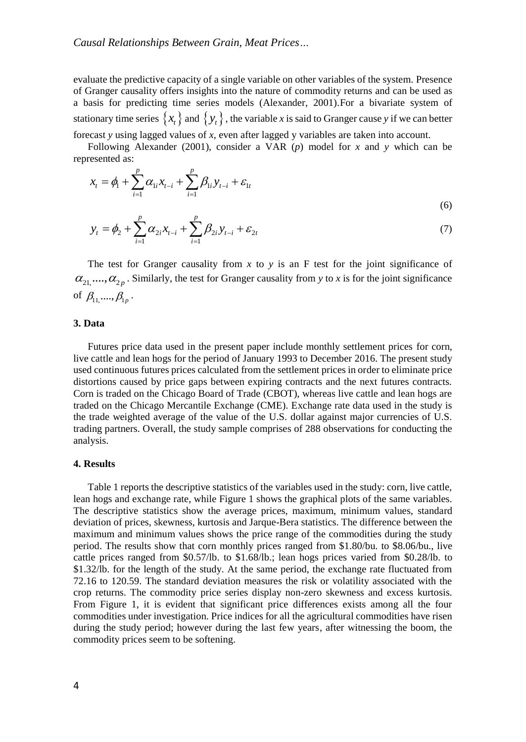evaluate the predictive capacity of a single variable on other variables of the system. Presence of Granger causality offers insights into the nature of commodity returns and can be used as a basis for predicting time series models (Alexander, 2001).For a bivariate system of stationary time series $\{x_t\}$ and $\{y_t\}$, the variable *x* is said to Granger cause *y* if we can better forecast *y* using lagged values of *x*, even after lagged y variables are taken into account.

Following Alexander (2001), consider a VAR (*p*) model for *x* and *y* which can be represented as:

$$x_t = \phi_1 + \sum_{i=1}^{p} \alpha_{1i} x_{t-i} + \sum_{i=1}^{p} \beta_{1i} y_{t-i} + \varepsilon_{1t} \tag{6}$$

$$y_t = \phi_2 + \sum_{i=1}^{p} \alpha_{2i} x_{t-i} + \sum_{i=1}^{p} \beta_{2i} y_{t-i} + \varepsilon_{2t} \tag{7}$$

The test for Granger causality from *x* to *y* is an F test for the joint significance of $\alpha_{21,}....,\alpha_{2p}$. Similarly, the test for Granger causality from *y* to *x* is for the joint significance of $\beta_{11,}....,\beta_{1p}$.

## 3. Data

Futures price data used in the present paper include monthly settlement prices for corn, live cattle and lean hogs for the period of January 1993 to December 2016. The present study used continuous futures prices calculated from the settlement prices in order to eliminate price distortions caused by price gaps between expiring contracts and the next futures contracts. Corn is traded on the Chicago Board of Trade (CBOT), whereas live cattle and lean hogs are traded on the Chicago Mercantile Exchange (CME). Exchange rate data used in the study is the trade weighted average of the value of the U.S. dollar against major currencies of U.S. trading partners. Overall, the study sample comprises of 288 observations for conducting the analysis.

## 4. Results

Table 1 reports the descriptive statistics of the variables used in the study: corn, live cattle, lean hogs and exchange rate, while Figure 1 shows the graphical plots of the same variables. The descriptive statistics show the average prices, maximum, minimum values, standard deviation of prices, skewness, kurtosis and Jarque-Bera statistics. The difference between the maximum and minimum values shows the price range of the commodities during the study period. The results show that corn monthly prices ranged from \$1.80/bu. to \$8.06/bu., live cattle prices ranged from \$0.57/lb. to \$1.68/lb.; lean hogs prices varied from \$0.28/lb. to \$1.32/lb. for the length of the study. At the same period, the exchange rate fluctuated from 72.16 to 120.59. The standard deviation measures the risk or volatility associated with the crop returns. The commodity price series display non-zero skewness and excess kurtosis. From Figure 1, it is evident that significant price differences exists among all the four commodities under investigation. Price indices for all the agricultural commodities have risen during the study period; however during the last few years, after witnessing the boom, the commodity prices seem to be softening.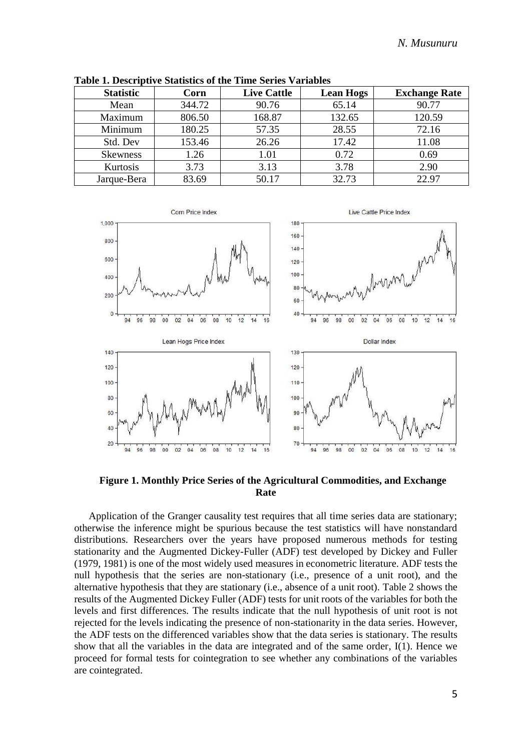**Table 1. Descriptive Statistics of the Time Series Variables**

| Statistic | Corn | Live Cattle | Lean Hogs | Exchange Rate |
|---|---|---|---|---|
| Mean | 344.72 | 90.76 | 65.14 | 90.77 |
| Maximum | 806.50 | 168.87 | 132.65 | 120.59 |
| Minimum | 180.25 | 57.35 | 28.55 | 72.16 |
| Std. Dev | 153.46 | 26.26 | 17.42 | 11.08 |
| Skewness | 1.26 | 1.01 | 0.72 | 0.69 |
| Kurtosis | 3.73 | 3.13 | 3.78 | 2.90 |
| Jarque-Bera | 83.69 | 50.17 | 32.73 | 22.97 |

**Figure 1. Monthly Price Series of the Agricultural Commodities, and Exchange Rate**

Application of the Granger causality test requires that all time series data are stationary; otherwise the inference might be spurious because the test statistics will have nonstandard distributions. Researchers over the years have proposed numerous methods for testing stationarity and the Augmented Dickey-Fuller (ADF) test developed by Dickey and Fuller (1979, 1981) is one of the most widely used measures in econometric literature. ADF tests the null hypothesis that the series are non-stationary (i.e., presence of a unit root), and the alternative hypothesis that they are stationary (i.e., absence of a unit root). Table 2 shows the results of the Augmented Dickey Fuller (ADF) tests for unit roots of the variables for both the levels and first differences. The results indicate that the null hypothesis of unit root is not rejected for the levels indicating the presence of non-stationarity in the data series. However, the ADF tests on the differenced variables show that the data series is stationary. The results show that all the variables in the data are integrated and of the same order, I(1). Hence we proceed for formal tests for cointegration to see whether any combinations of the variables are cointegrated.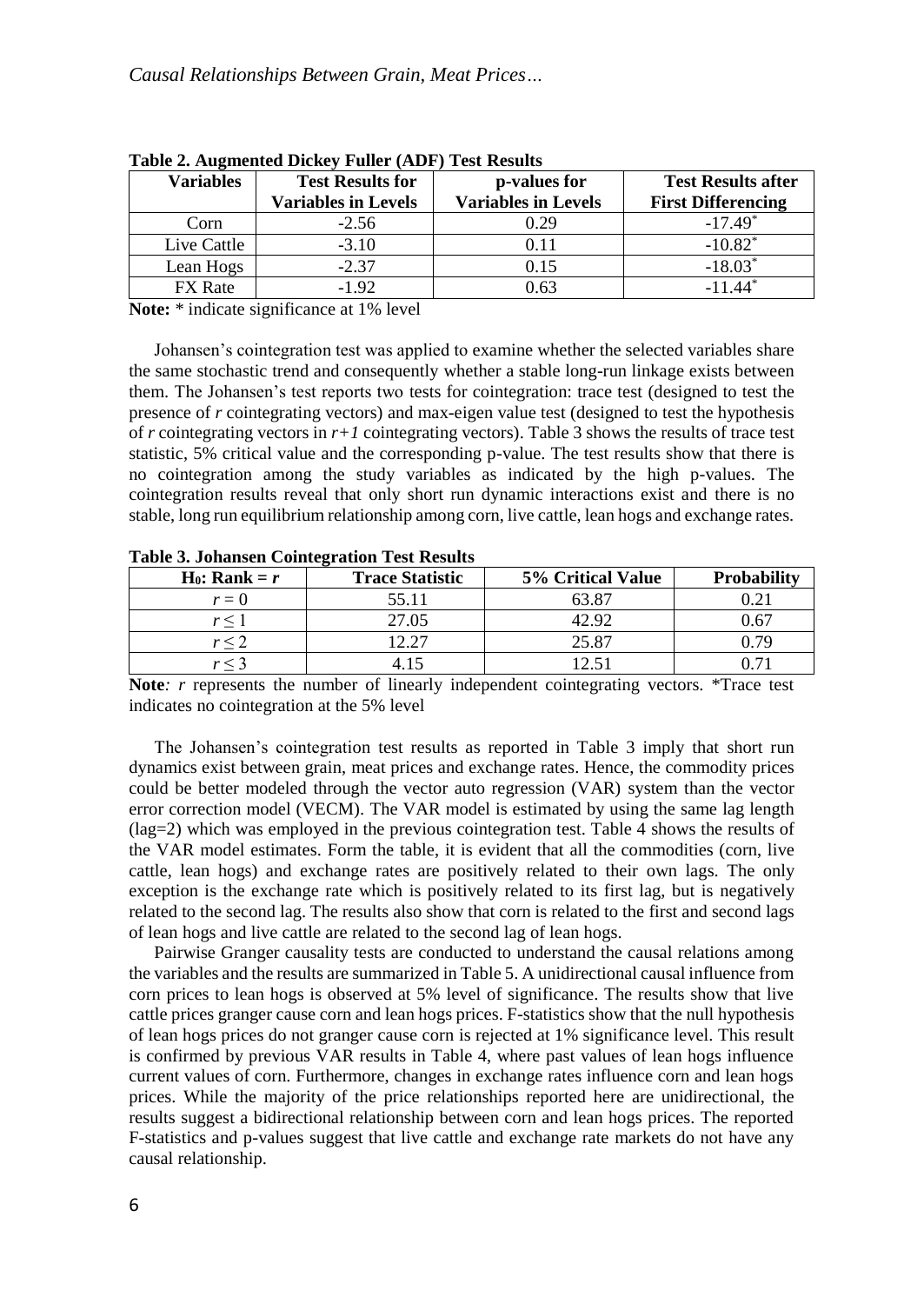**Table 2. Augmented Dickey Fuller (ADF) Test Results**

| Variables | Test Results for Variables in Levels | p-values for Variables in Levels | Test Results after First Differencing |
|---|---|---|---|
| Corn | -2.56 | 0.29 | $-17.49^{*}$ |
| Live Cattle | -3.10 | 0.11 | $-10.82^{*}$ |
| Lean Hogs | -2.37 | 0.15 | $-18.03^{*}$ |
| FX Rate | -1.92 | 0.63 | $-11.44^{*}$ |

**Note:** * indicate significance at 1% level

Johansen's cointegration test was applied to examine whether the selected variables share the same stochastic trend and consequently whether a stable long-run linkage exists between them. The Johansen's test reports two tests for cointegration: trace test (designed to test the presence of $r$ cointegrating vectors) and max-eigen value test (designed to test the hypothesis of $r$ cointegrating vectors in $r+1$ cointegrating vectors). Table 3 shows the results of trace test statistic, 5% critical value and the corresponding p-value. The test results show that there is no cointegration among the study variables as indicated by the high p-values. The cointegration results reveal that only short run dynamic interactions exist and there is no stable, long run equilibrium relationship among corn, live cattle, lean hogs and exchange rates.

**Table 3. Johansen Cointegration Test Results**

| $H_0$: Rank = $r$ | Trace Statistic | 5% Critical Value | Probability |
|---|---|---|---|
| $r = 0$ | 55.11 | 63.87 | 0.21 |
| $r \leq 1$ | 27.05 | 42.92 | 0.67 |
| $r \leq 2$ | 12.27 | 25.87 | 0.79 |
| $r \leq 3$ | 4.15 | 12.51 | 0.71 |

**Note***:* $r$ represents the number of linearly independent cointegrating vectors. *Trace test indicates no cointegration at the 5% level

The Johansen's cointegration test results as reported in Table 3 imply that short run dynamics exist between grain, meat prices and exchange rates. Hence, the commodity prices could be better modeled through the vector auto regression (VAR) system than the vector error correction model (VECM). The VAR model is estimated by using the same lag length (lag=2) which was employed in the previous cointegration test. Table 4 shows the results of the VAR model estimates. Form the table, it is evident that all the commodities (corn, live cattle, lean hogs) and exchange rates are positively related to their own lags. The only exception is the exchange rate which is positively related to its first lag, but is negatively related to the second lag. The results also show that corn is related to the first and second lags of lean hogs and live cattle are related to the second lag of lean hogs.

Pairwise Granger causality tests are conducted to understand the causal relations among the variables and the results are summarized in Table 5. A unidirectional causal influence from corn prices to lean hogs is observed at 5% level of significance. The results show that live cattle prices granger cause corn and lean hogs prices. F-statistics show that the null hypothesis of lean hogs prices do not granger cause corn is rejected at 1% significance level. This result is confirmed by previous VAR results in Table 4, where past values of lean hogs influence current values of corn. Furthermore, changes in exchange rates influence corn and lean hogs prices. While the majority of the price relationships reported here are unidirectional, the results suggest a bidirectional relationship between corn and lean hogs prices. The reported F-statistics and p-values suggest that live cattle and exchange rate markets do not have any causal relationship.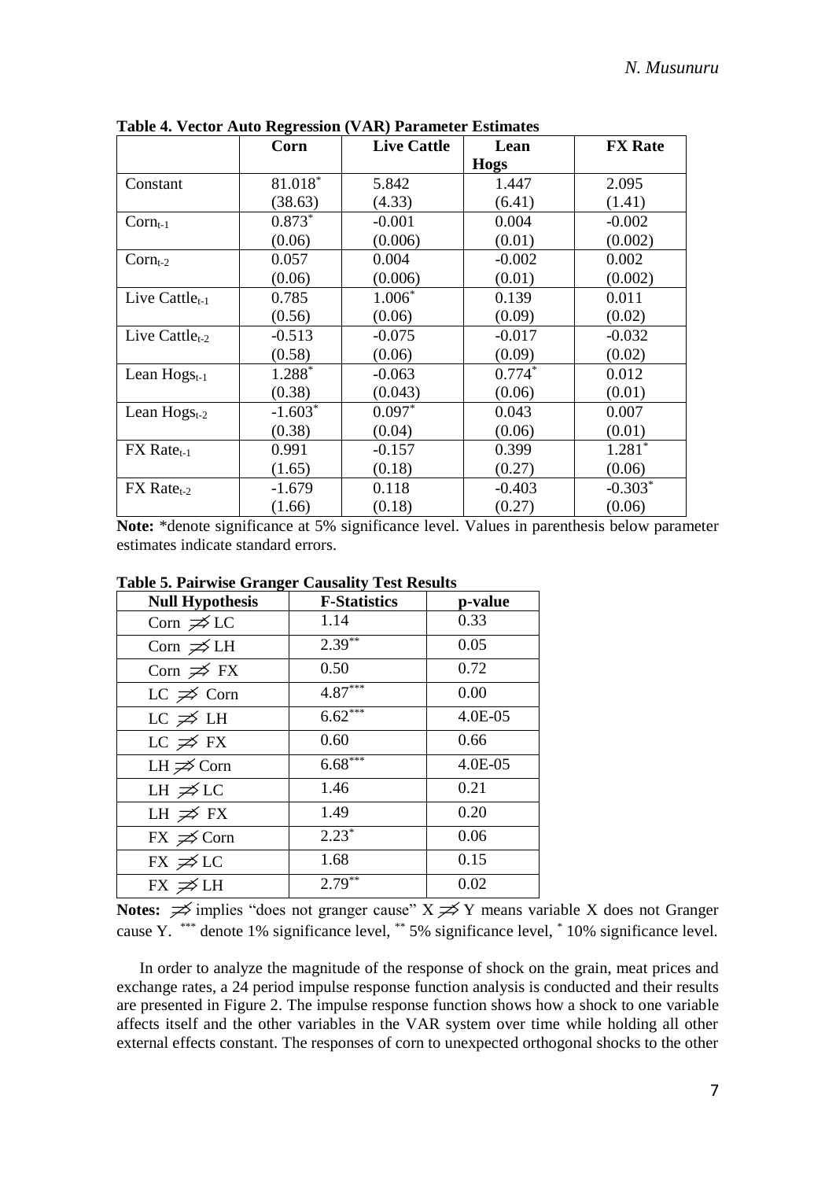**Table 4. Vector Auto Regression (VAR) Parameter Estimates**

| | Corn | Live Cattle | Lean Hogs | FX Rate |
|---|---|---|---|---|
| Constant | 81.018* (38.63) | 5.842 (4.33) | 1.447 (6.41) | 2.095 (1.41) |
| $Corn_{t-1}$ | 0.873* (0.06) | -0.001 (0.006) | 0.004 (0.01) | -0.002 (0.002) |
| $Corn_{t-2}$ | 0.057 (0.06) | 0.004 (0.006) | -0.002 (0.01) | 0.002 (0.002) |
| Live $Cattle_{t-1}$ | 0.785 (0.56) | 1.006* (0.06) | 0.139 (0.09) | 0.011 (0.02) |
| Live $Cattle_{t-2}$ | -0.513 (0.58) | -0.075 (0.06) | -0.017 (0.09) | -0.032 (0.02) |
| Lean $Hogs_{t-1}$ | 1.288* (0.38) | -0.063 (0.043) | 0.774* (0.06) | 0.012 (0.01) |
| Lean $Hogs_{t-2}$ | -1.603* (0.38) | 0.097* (0.04) | 0.043 (0.06) | 0.007 (0.01) |
| FX $Rate_{t-1}$ | 0.991 (1.65) | -0.157 (0.18) | 0.399 (0.27) | 1.281* (0.06) |
| FX $Rate_{t-2}$ | -1.679 (1.66) | 0.118 (0.18) | -0.403 (0.27) | -0.303* (0.06) |

**Note:** *denote significance at 5% significance level. Values in parenthesis below parameter estimates indicate standard errors.

**Table 5. Pairwise Granger Causality Test Results**

| Null Hypothesis | F-Statistics | p-value |
|---|---|---|
| Corn $\not\Rightarrow$ LC | 1.14 | 0.33 |
| Corn $\not\Rightarrow$ LH | 2.39** | 0.05 |
| Corn $\not\Rightarrow$ FX | 0.50 | 0.72 |
| LC $\not\Rightarrow$ Corn | 4.87*** | 0.00 |
| LC $\not\Rightarrow$ LH | 6.62*** | 4.0E-05 |
| LC $\not\Rightarrow$ FX | 0.60 | 0.66 |
| LH $\not\Rightarrow$ Corn | 6.68*** | 4.0E-05 |
| LH $\not\Rightarrow$ LC | 1.46 | 0.21 |
| LH $\not\Rightarrow$ FX | 1.49 | 0.20 |
| FX $\not\Rightarrow$ Corn | 2.23* | 0.06 |
| FX $\not\Rightarrow$ LC | 1.68 | 0.15 |
| FX $\not\Rightarrow$ LH | 2.79** | 0.02 |

**Notes:** $\not\Rightarrow$ implies "does not granger cause" $X \not\Rightarrow Y$ means variable X does not Granger cause Y. *** denote 1% significance level, ** 5% significance level, * 10% significance level.

In order to analyze the magnitude of the response of shock on the grain, meat prices and exchange rates, a 24 period impulse response function analysis is conducted and their results are presented in Figure 2. The impulse response function shows how a shock to one variable affects itself and the other variables in the VAR system over time while holding all other external effects constant. The responses of corn to unexpected orthogonal shocks to the other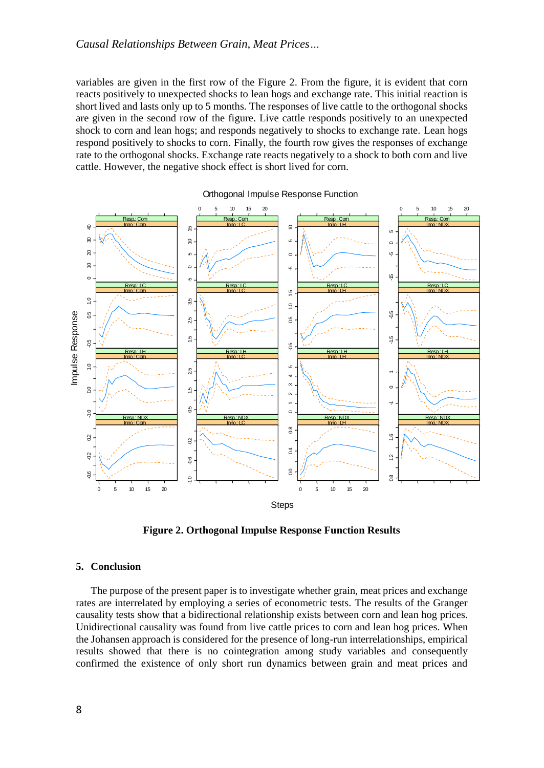variables are given in the first row of the Figure 2. From the figure, it is evident that corn reacts positively to unexpected shocks to lean hogs and exchange rate. This initial reaction is short lived and lasts only up to 5 months. The responses of live cattle to the orthogonal shocks are given in the second row of the figure. Live cattle responds positively to an unexpected shock to corn and lean hogs; and responds negatively to shocks to exchange rate. Lean hogs respond positively to shocks to corn. Finally, the fourth row gives the responses of exchange rate to the orthogonal shocks. Exchange rate reacts negatively to a shock to both corn and live cattle. However, the negative shock effect is short lived for corn.

**Figure 2. Orthogonal Impulse Response Function Results**

## 5. Conclusion

The purpose of the present paper is to investigate whether grain, meat prices and exchange rates are interrelated by employing a series of econometric tests. The results of the Granger causality tests show that a bidirectional relationship exists between corn and lean hog prices. Unidirectional causality was found from live cattle prices to corn and lean hog prices. When the Johansen approach is considered for the presence of long-run interrelationships, empirical results showed that there is no cointegration among study variables and consequently confirmed the existence of only short run dynamics between grain and meat prices and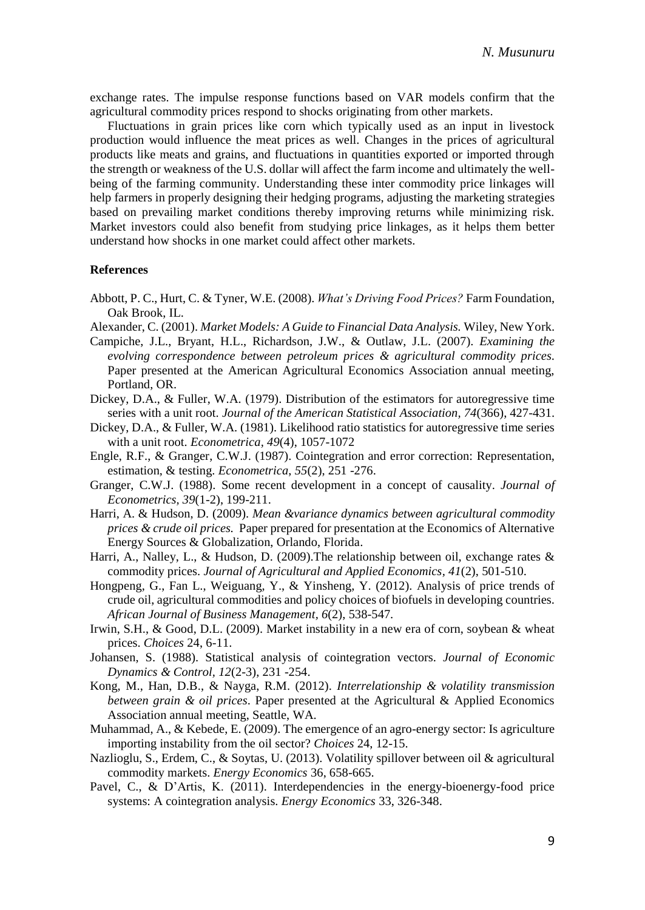exchange rates. The impulse response functions based on VAR models confirm that the agricultural commodity prices respond to shocks originating from other markets.

Fluctuations in grain prices like corn which typically used as an input in livestock production would influence the meat prices as well. Changes in the prices of agricultural products like meats and grains, and fluctuations in quantities exported or imported through the strength or weakness of the U.S. dollar will affect the farm income and ultimately the well-being of the farming community. Understanding these inter commodity price linkages will help farmers in properly designing their hedging programs, adjusting the marketing strategies based on prevailing market conditions thereby improving returns while minimizing risk. Market investors could also benefit from studying price linkages, as it helps them better understand how shocks in one market could affect other markets.

## References

Abbott, P. C., Hurt, C. & Tyner, W.E. (2008). *What's Driving Food Prices?* Farm Foundation, Oak Brook, IL.

Alexander, C. (2001). *Market Models: A Guide to Financial Data Analysis.* Wiley, New York.

Campiche, J.L., Bryant, H.L., Richardson, J.W., & Outlaw, J.L. (2007). *Examining the evolving correspondence between petroleum prices & agricultural commodity prices.* Paper presented at the American Agricultural Economics Association annual meeting, Portland, OR.

Dickey, D.A., & Fuller, W.A. (1979). Distribution of the estimators for autoregressive time series with a unit root. *Journal of the American Statistical Association, 74*(366), 427-431.

Dickey, D.A., & Fuller, W.A. (1981). Likelihood ratio statistics for autoregressive time series with a unit root. *Econometrica, 49*(4), 1057-1072

Engle, R.F., & Granger, C.W.J. (1987). Cointegration and error correction: Representation, estimation, & testing. *Econometrica, 55*(2), 251 -276.

Granger, C.W.J. (1988). Some recent development in a concept of causality. *Journal of Econometrics, 39*(1-2), 199-211.

Harri, A. & Hudson, D. (2009). *Mean &variance dynamics between agricultural commodity prices & crude oil prices.* Paper prepared for presentation at the Economics of Alternative Energy Sources & Globalization, Orlando, Florida.

Harri, A., Nalley, L., & Hudson, D. (2009).The relationship between oil, exchange rates & commodity prices. *Journal of Agricultural and Applied Economics, 41*(2), 501-510.

Hongpeng, G., Fan L., Weiguang, Y., & Yinsheng, Y. (2012). Analysis of price trends of crude oil, agricultural commodities and policy choices of biofuels in developing countries. *African Journal of Business Management, 6*(2), 538-547.

Irwin, S.H., & Good, D.L. (2009). Market instability in a new era of corn, soybean & wheat prices. *Choices* 24, 6-11.

Johansen, S. (1988). Statistical analysis of cointegration vectors. *Journal of Economic Dynamics & Control, 12*(2-3), 231 -254.

Kong, M., Han, D.B., & Nayga, R.M. (2012). *Interrelationship & volatility transmission between grain & oil prices.* Paper presented at the Agricultural & Applied Economics Association annual meeting, Seattle, WA.

Muhammad, A., & Kebede, E. (2009). The emergence of an agro-energy sector: Is agriculture importing instability from the oil sector? *Choices* 24, 12-15.

Nazlioglu, S., Erdem, C., & Soytas, U. (2013). Volatility spillover between oil & agricultural commodity markets. *Energy Economics* 36, 658-665.

Pavel, C., & D'Artis, K. (2011). Interdependencies in the energy-bioenergy-food price systems: A cointegration analysis. *Energy Economics* 33, 326-348.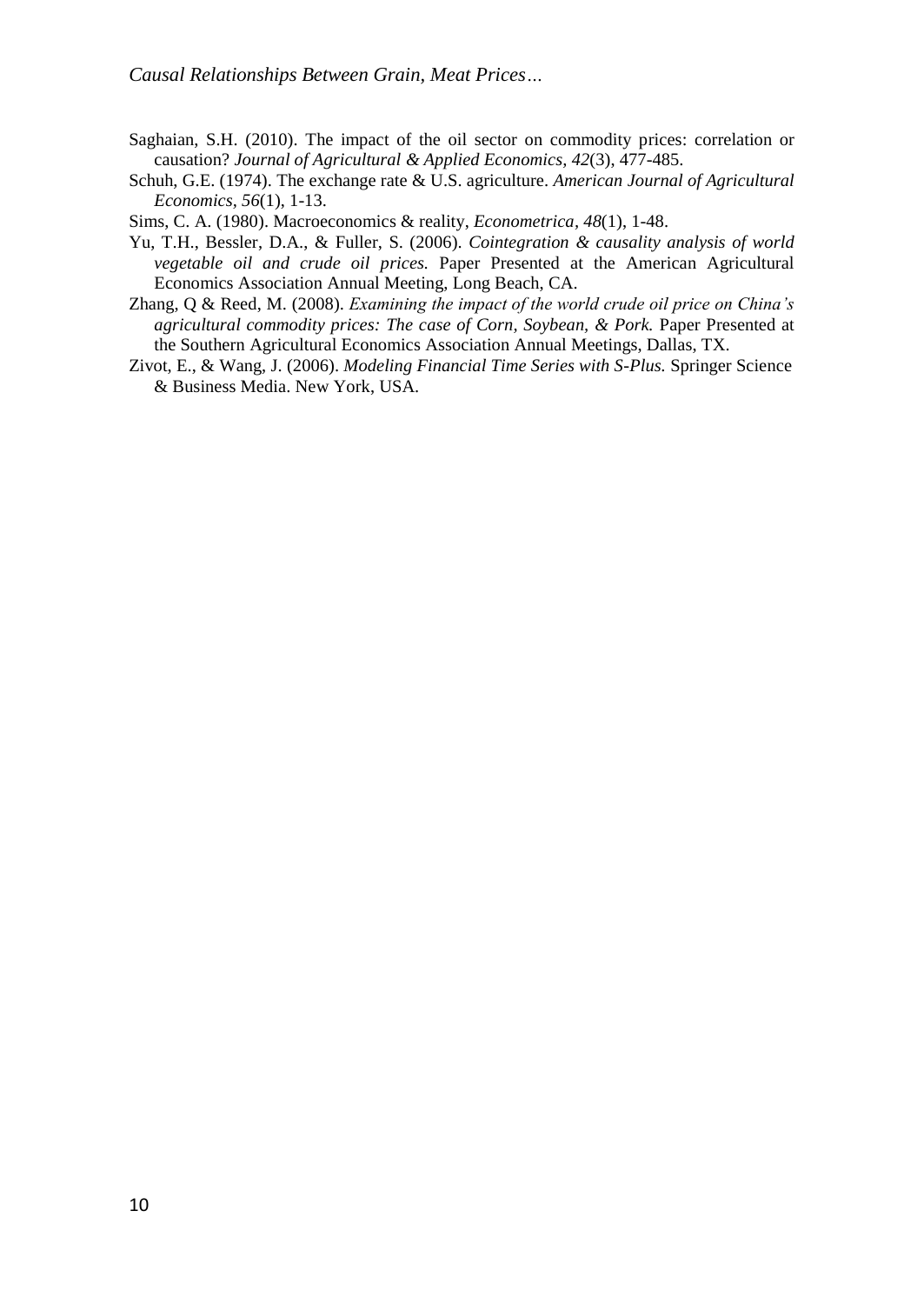Saghaian, S.H. (2010). The impact of the oil sector on commodity prices: correlation or causation? *Journal of Agricultural & Applied Economics*, *42*(3), 477-485.

Schuh, G.E. (1974). The exchange rate & U.S. agriculture. *American Journal of Agricultural Economics*, *56*(1), 1-13.

Sims, C. A. (1980). Macroeconomics & reality, *Econometrica, 48*(1), 1-48.

Yu, T.H., Bessler, D.A., & Fuller, S. (2006). *Cointegration & causality analysis of world vegetable oil and crude oil prices.* Paper Presented at the American Agricultural Economics Association Annual Meeting, Long Beach, CA.

Zhang, Q & Reed, M. (2008). *Examining the impact of the world crude oil price on China's agricultural commodity prices: The case of Corn, Soybean, & Pork.* Paper Presented at the Southern Agricultural Economics Association Annual Meetings, Dallas, TX.

Zivot, E., & Wang, J. (2006). *Modeling Financial Time Series with S-Plus.* Springer Science & Business Media. New York, USA.